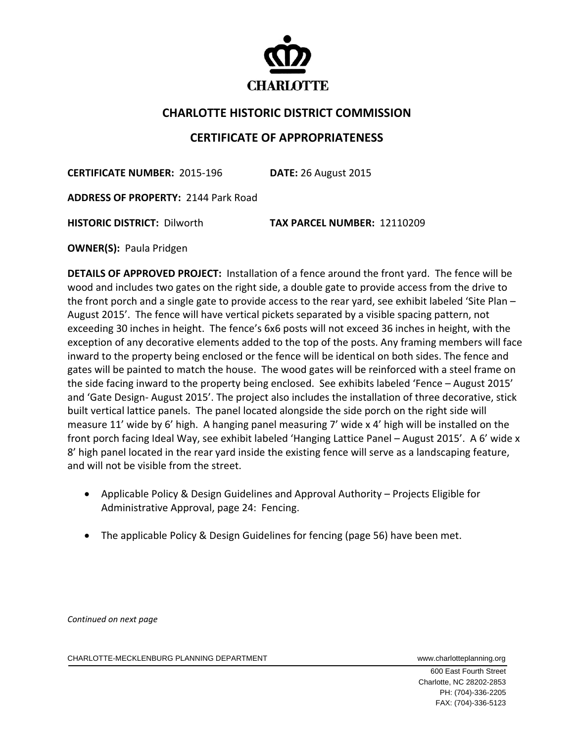CHARLOTTE

# CHARLOTTE HISTORIC DISTRICT COMMISSION

## CERTIFICATE OF APPROPRIATENESS

**CERTIFICATE NUMBER:** 2015-196 **DATE:** 26 August 2015

**ADDRESS OF PROPERTY:** 2144 Park Road

**HISTORIC DISTRICT:** Dilworth **TAX PARCEL NUMBER:** 12110209

**OWNER(S):** Paula Pridgen

**DETAILS OF APPROVED PROJECT:** Installation of a fence around the front yard. The fence will be wood and includes two gates on the right side, a double gate to provide access from the drive to the front porch and a single gate to provide access to the rear yard, see exhibit labeled 'Site Plan – August 2015'. The fence will have vertical pickets separated by a visible spacing pattern, not exceeding 30 inches in height. The fence's 6x6 posts will not exceed 36 inches in height, with the exception of any decorative elements added to the top of the posts. Any framing members will face inward to the property being enclosed or the fence will be identical on both sides. The fence and gates will be painted to match the house. The wood gates will be reinforced with a steel frame on the side facing inward to the property being enclosed. See exhibits labeled 'Fence – August 2015' and 'Gate Design- August 2015'. The project also includes the installation of three decorative, stick built vertical lattice panels. The panel located alongside the side porch on the right side will measure 11' wide by 6' high. A hanging panel measuring 7' wide x 4' high will be installed on the front porch facing Ideal Way, see exhibit labeled 'Hanging Lattice Panel – August 2015'. A 6' wide x 8' high panel located in the rear yard inside the existing fence will serve as a landscaping feature, and will not be visible from the street.

- Applicable Policy & Design Guidelines and Approval Authority – Projects Eligible for Administrative Approval, page 24: Fencing.
- The applicable Policy & Design Guidelines for fencing (page 56) have been met.

*Continued on next page*

CHARLOTTE-MECKLENBURG PLANNING DEPARTMENT www.charlotteplanning.org

600 East Fourth Street
Charlotte, NC 28202-2853
PH: (704)-336-2205
FAX: (704)-336-5123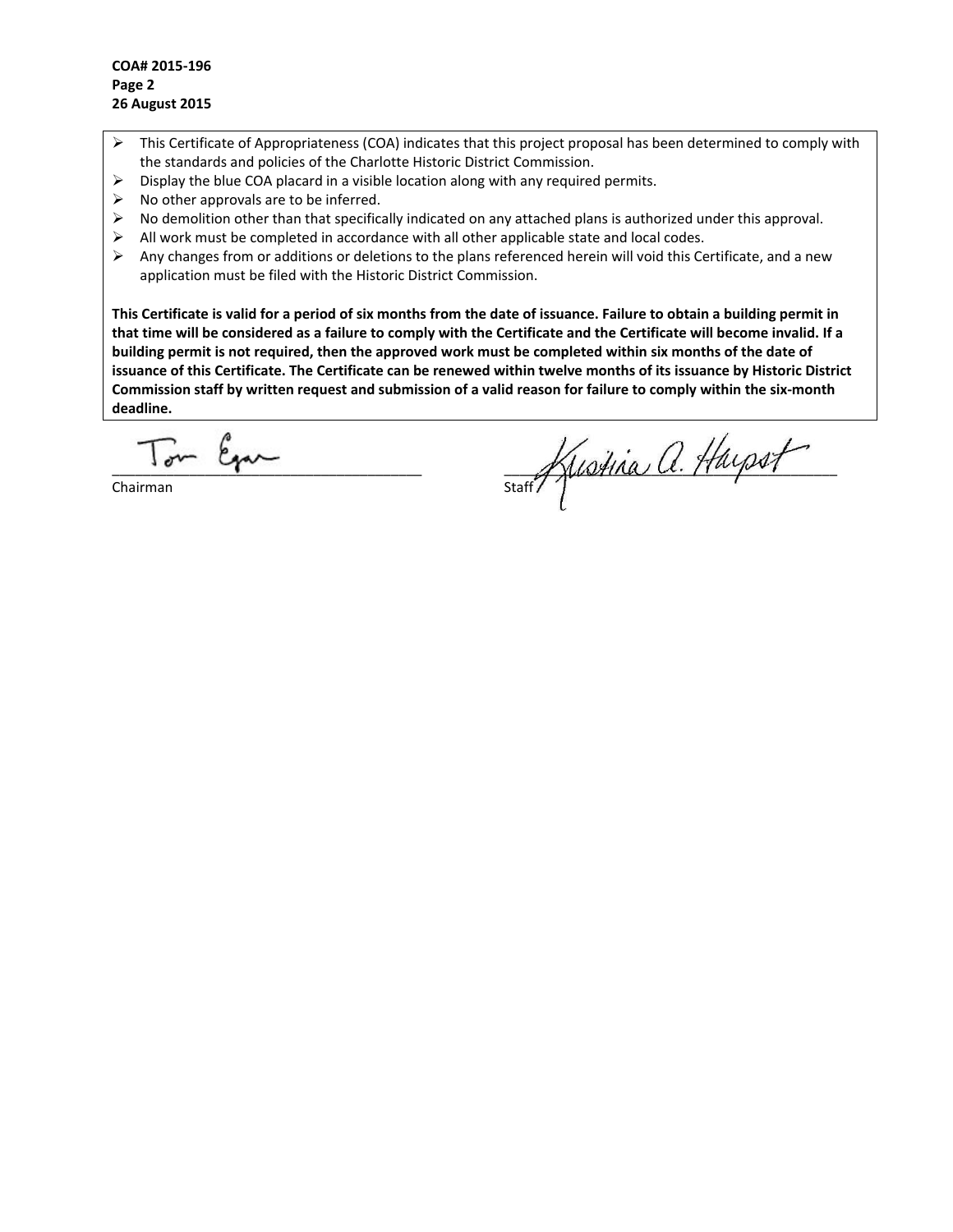**COA# 2015-196**
**Page 2**
**26 August 2015**

- This Certificate of Appropriateness (COA) indicates that this project proposal has been determined to comply with the standards and policies of the Charlotte Historic District Commission.
- Display the blue COA placard in a visible location along with any required permits.
- No other approvals are to be inferred.
- No demolition other than that specifically indicated on any attached plans is authorized under this approval.
- All work must be completed in accordance with all other applicable state and local codes.
- Any changes from or additions or deletions to the plans referenced herein will void this Certificate, and a new application must be filed with the Historic District Commission.

**This Certificate is valid for a period of six months from the date of issuance. Failure to obtain a building permit in that time will be considered as a failure to comply with the Certificate and the Certificate will become invalid. If a building permit is not required, then the approved work must be completed within six months of the date of issuance of this Certificate. The Certificate can be renewed within twelve months of its issuance by Historic District Commission staff by written request and submission of a valid reason for failure to comply within the six-month deadline.**

Tom Egan
Chairman

Kristina A. Harpst
Staff